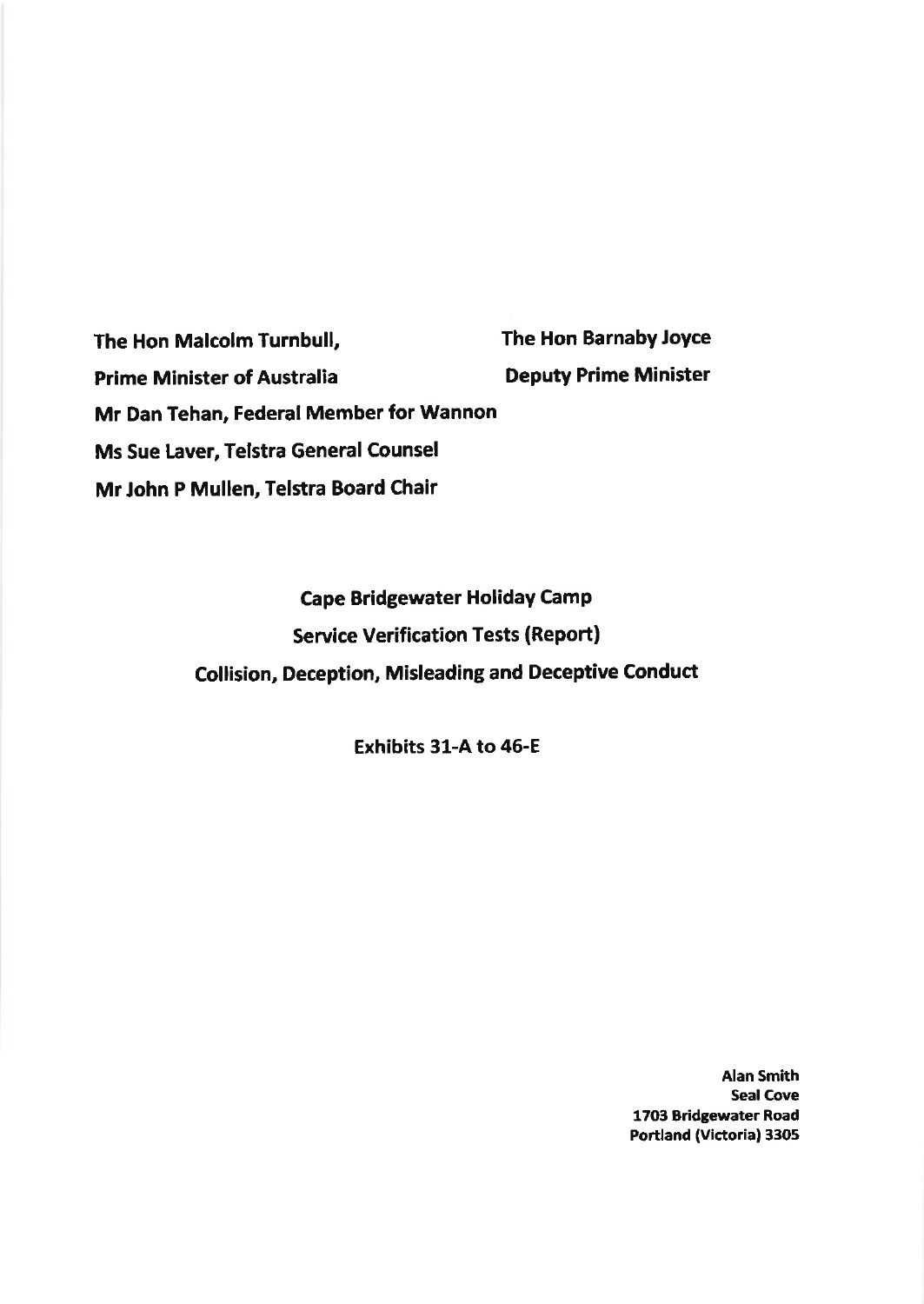**The Hon Malcolm Turnbull,**
**Prime Minister of Australia**

**The Hon Barnaby Joyce**
**Deputy Prime Minister**

**Mr Dan Tehan, Federal Member for Wannon**
**Ms Sue Laver, Telstra General Counsel**
**Mr John P Mullen, Telstra Board Chair**

# Cape Bridgewater Holiday Camp
## Service Verification Tests (Report)
## Collision, Deception, Misleading and Deceptive Conduct

**Exhibits 31-A to 46-E**

**Alan Smith**
**Seal Cove**
**1703 Bridgewater Road**
**Portland (Victoria) 3305**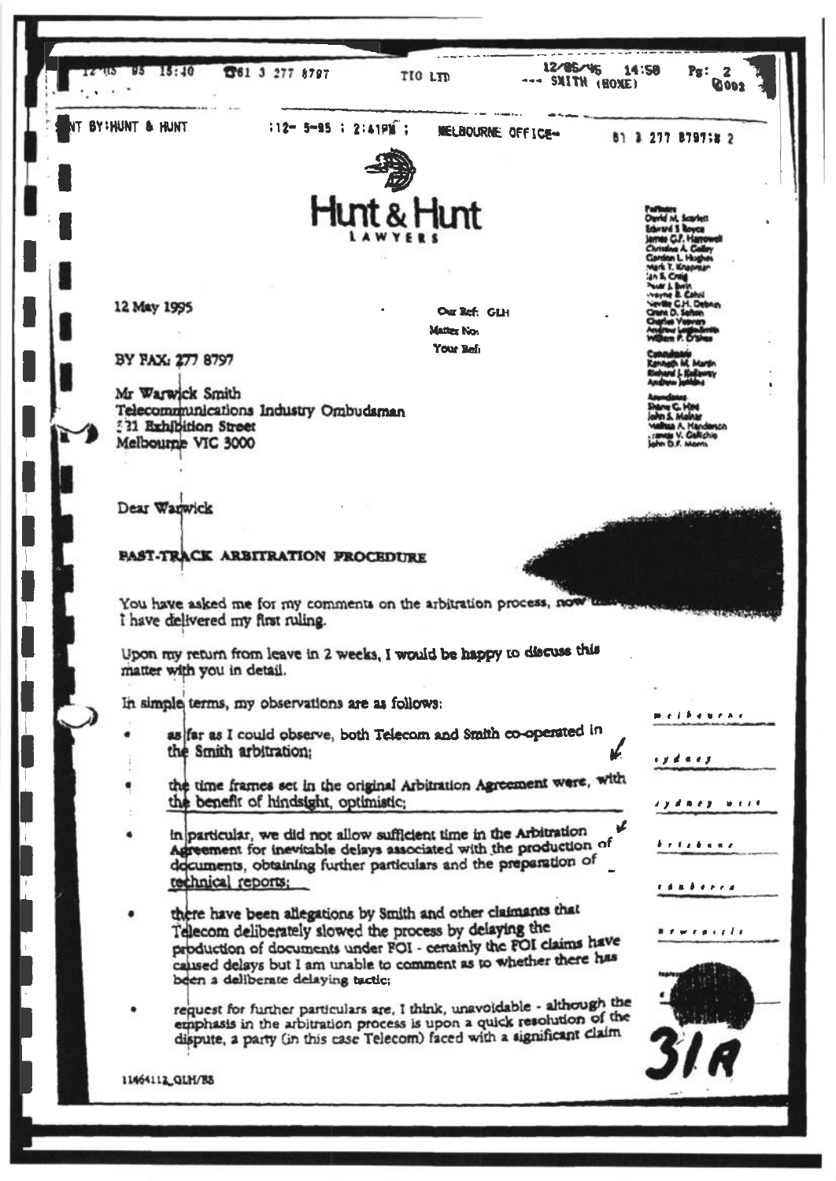# Hunt & Hunt

LAWYERS

Partners
David M. Scarlett
Edward S Royce
James G.F. Harrowell
Christine A. Colley
Gordon L. Hughes
Mark T. Knapman
Ian S. Craig
Peter J. Irvin
Wayne B. Cahill
Neville G.H. Debney
Grant D. Sefton
Charles Veevers
Andrew Laidlaw-Smith
William P. O'Shea

Consultants
Kenneth M. Martin
Richard J. Kellaway
Andrew Jenkins

Associates
Shane C. Hird
John S. Molnar
Melissa A. Henderson
Terence V. Gallichio
John D.F. Morris

12 May 1995

Our Ref: GLH
Matter No:
Your Ref:

BY FAX: 277 8797

Mr Warwick Smith
Telecommunications Industry Ombudsman
321 Exhibition Street
Melbourne VIC 3000

Dear Warwick

**FAST-TRACK ARBITRATION PROCEDURE**

You have asked me for my comments on the arbitration process, now that I have delivered my first ruling.

Upon my return from leave in 2 weeks, I would be happy to discuss this matter with you in detail.

In simple terms, my observations are as follows:

- as far as I could observe, both Telecom and Smith co-operated in the Smith arbitration;
- the time frames set in the original Arbitration Agreement were, with the benefit of hindsight, optimistic;
- in particular, we did not allow sufficient time in the Arbitration Agreement for inevitable delays associated with the production of documents, obtaining further particulars and the preparation of technical reports;
- there have been allegations by Smith and other claimants that Telecom deliberately slowed the process by delaying the production of documents under FOI - certainly the FOI claims have caused delays but I am unable to comment as to whether there has been a deliberate delaying tactic;
- request for further particulars are, I think, unavoidable - although the emphasis in the arbitration process is upon a quick resolution of the dispute, a party (in this case Telecom) faced with a significant claim

11464112_GLH/BS

31A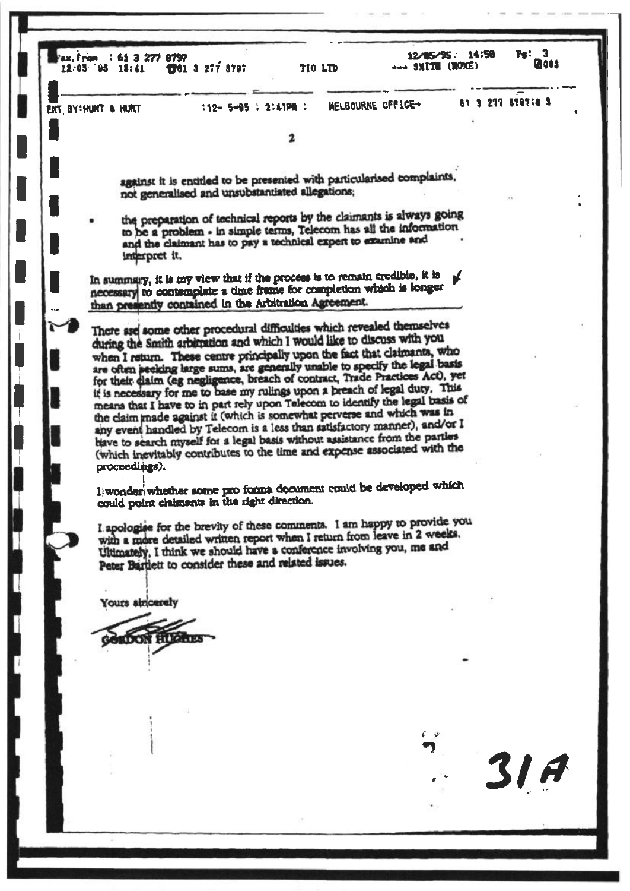against it is entitled to be presented with particularised complaints, not generalised and unsubstantiated allegations;

- the preparation of technical reports by the claimants is always going to be a problem - in simple terms, Telecom has all the information and the claimant has to pay a technical expert to examine and interpret it.

In summary, it is my view that if the process is to remain credible, it is necessary to contemplate a time frame for completion which is longer than presently contained in the Arbitration Agreement.

There are some other procedural difficulties which revealed themselves during the Smith arbitration and which I would like to discuss with you when I return. These centre principally upon the fact that claimants, who are often seeking large sums, are generally unable to specify the legal basis for their claim (eg negligence, breach of contract, Trade Practices Act), yet it is necessary for me to base my rulings upon a breach of legal duty. This means that I have to in part rely upon Telecom to identify the legal basis of the claim made against it (which is somewhat perverse and which was in any event handled by Telecom is a less than satisfactory manner), and/or I have to search myself for a legal basis without assistance from the parties (which inevitably contributes to the time and expense associated with the proceedings).

I wonder whether some pro forma document could be developed which could point claimants in the right direction.

I apologise for the brevity of these comments. I am happy to provide you with a more detailed written report when I return from leave in 2 weeks. Ultimately, I think we should have a conference involving you, me and Peter Bartlett to consider these and related issues.

Yours sincerely

GORDON HUGHES

31A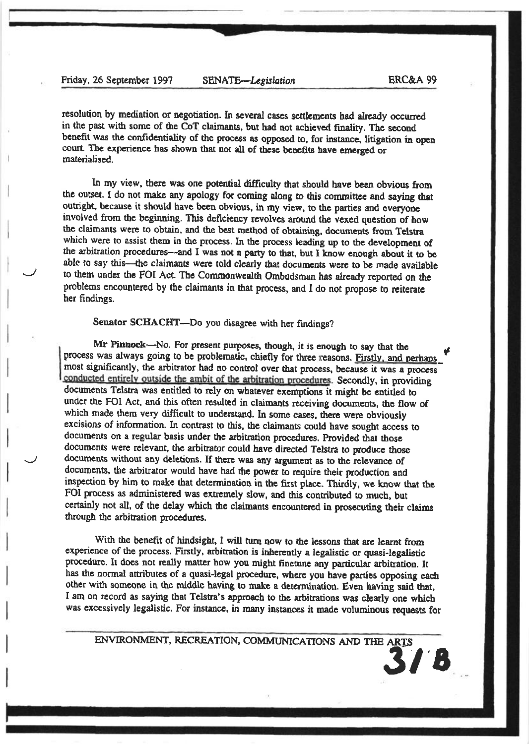resolution by mediation or negotiation. In several cases settlements had already occurred in the past with some of the CoT claimants, but had not achieved finality. The second benefit was the confidentiality of the process as opposed to, for instance, litigation in open court. The experience has shown that not all of these benefits have emerged or materialised.

In my view, there was one potential difficulty that should have been obvious from the outset. I do not make any apology for coming along to this committee and saying that outright, because it should have been obvious, in my view, to the parties and everyone involved from the beginning. This deficiency revolves around the vexed question of how the claimants were to obtain, and the best method of obtaining, documents from Telstra which were to assist them in the process. In the process leading up to the development of the arbitration procedures—and I was not a party to that, but I know enough about it to be able to say this—the claimants were told clearly that documents were to be made available to them under the FOI Act. The Commonwealth Ombudsman has already reported on the problems encountered by the claimants in that process, and I do not propose to reiterate her findings.

**Senator SCHACHT**—Do you disagree with her findings?

**Mr Pinnock**—No. For present purposes, though, it is enough to say that the process was always going to be problematic, chiefly for three reasons. Firstly, and perhaps most significantly, the arbitrator had no control over that process, because it was a process conducted entirely outside the ambit of the arbitration procedures. Secondly, in providing documents Telstra was entitled to rely on whatever exemptions it might be entitled to under the FOI Act, and this often resulted in claimants receiving documents, the flow of which made them very difficult to understand. In some cases, there were obviously excisions of information. In contrast to this, the claimants could have sought access to documents on a regular basis under the arbitration procedures. Provided that those documents were relevant, the arbitrator could have directed Telstra to produce those documents without any deletions. If there was any argument as to the relevance of documents, the arbitrator would have had the power to require their production and inspection by him to make that determination in the first place. Thirdly, we know that the FOI process as administered was extremely slow, and this contributed to much, but certainly not all, of the delay which the claimants encountered in prosecuting their claims through the arbitration procedures.

With the benefit of hindsight, I will turn now to the lessons that are learnt from experience of the process. Firstly, arbitration is inherently a legalistic or quasi-legalistic procedure. It does not really matter how you might finetune any particular arbitration. It has the normal attributes of a quasi-legal procedure, where you have parties opposing each other with someone in the middle having to make a determination. Even having said that, I am on record as saying that Telstra's approach to the arbitrations was clearly one which was excessively legalistic. For instance, in many instances it made voluminous requests for

31 B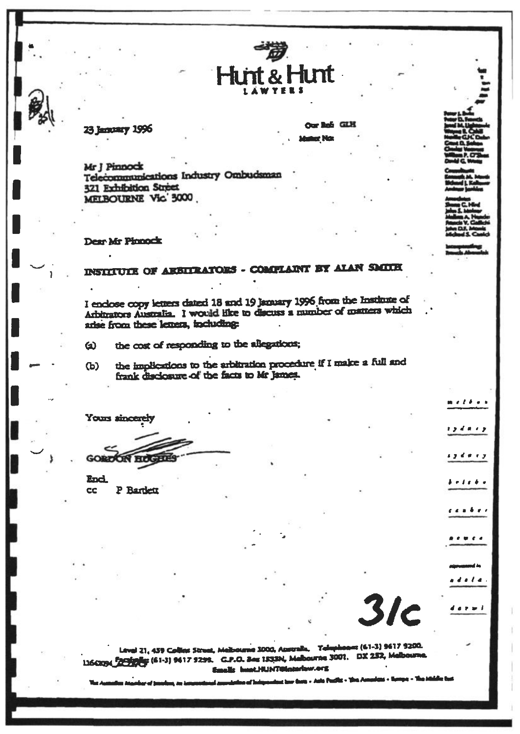# Hunt & Hunt

LAWYERS

23 January 1996

Our Ref: GLH

Matter No:

Mr J Pinnock
Telecommunications Industry Ombudsman
321 Exhibition Street
MELBOURNE Vic 3000

Dear Mr Pinnock

**INSTITUTE OF ARBITRATORS - COMPLAINT BY ALAN SMITH**

I enclose copy letters dated 18 and 19 January 1996 from the Institute of Arbitrators Australia. I would like to discuss a number of matters which arise from these letters, including:

(a) the cost of responding to the allegations;

(b) the implications to the arbitration procedure if I make a full and frank disclosure of the facts to Mr James.

Yours sincerely

GORDON HUGHES

Encl.
cc P Bartlett

31c

Level 21, 459 Collins Street, Melbourne 3000, Australia. Telephone: (61-3) 9617 9200. Facsimile: (61-3) 9617 9299. G.P.O. Box 1533N, Melbourne 3001. DX 252, Melbourne. Email: hunt.HUNT@interlaw.org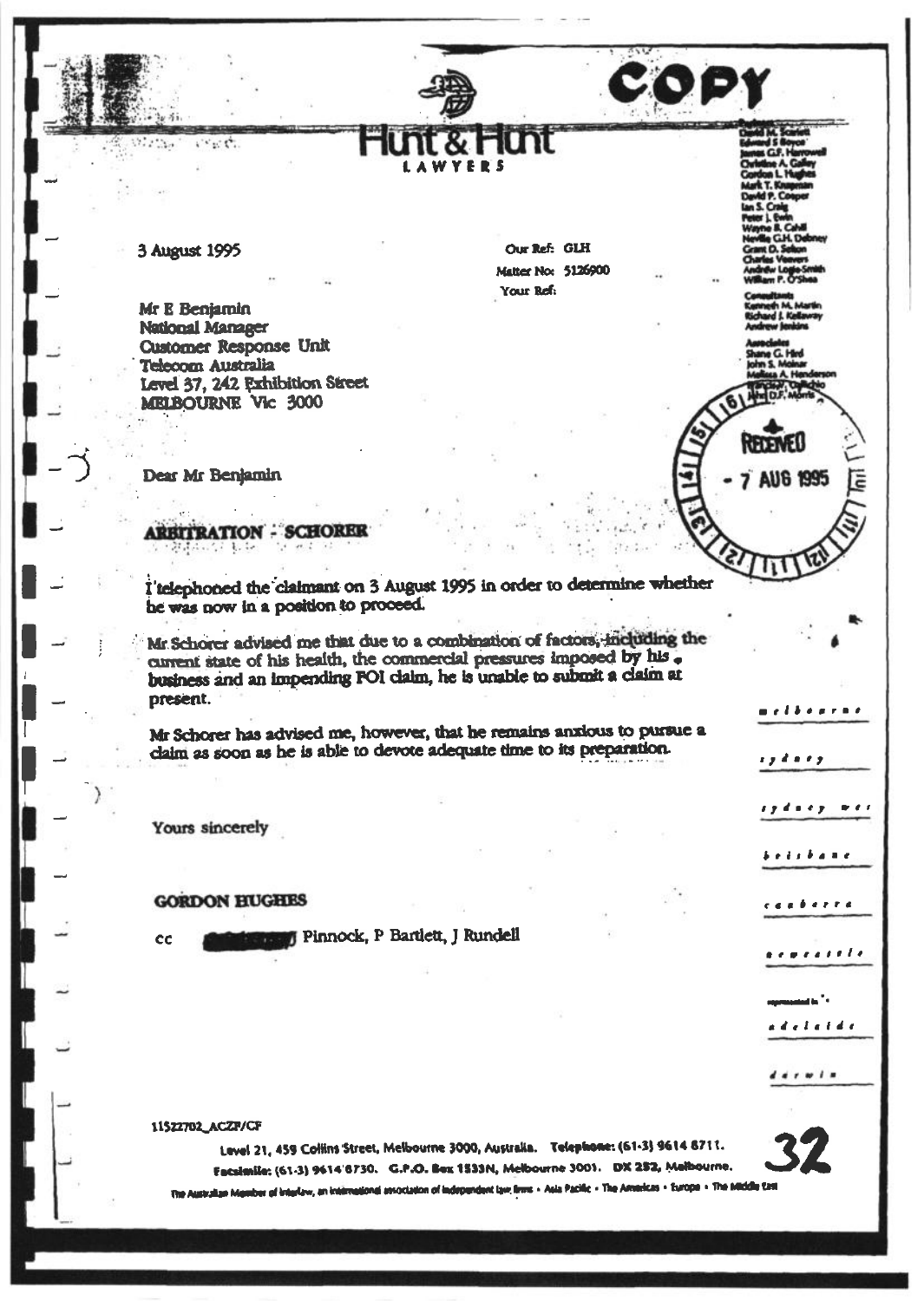COPY

**Hunt & Hunt**
LAWYERS

Partners
David M. Scarlett
Edward S Boyce
James G.F. Harrowell
Christine A. Galley
Gordon L. Hughes
Mark T. Knapman
David P. Cooper
Ian S. Craig
Peter J. Ewin
Wayne B. Cahill
Neville G.H. Debney
Grant D. Sefton
Charles Veevers
Andrew Logie-Smith
William P. O'Shea

Consultants
Kenneth M. Martin
Richard J. Kellaway
Andrew Jenkins

Associates
Shane G. Hird
John S. Molnar
Melissa A. Henderson
Francesco Coppolino
John D.F. Morris

3 August 1995

Our Ref: GLH
Matter No: 5126900
Your Ref:

Mr E Benjamin
National Manager
Customer Response Unit
Telecom Australia
Level 37, 242 Exhibition Street
MELBOURNE Vic 3000

RECEIVED
7 AUG 1995

Dear Mr Benjamin

**ARBITRATION - SCHORER**

I telephoned the claimant on 3 August 1995 in order to determine whether he was now in a position to proceed.

Mr Schorer advised me that due to a combination of factors, including the current state of his health, the commercial pressures imposed by his business and an impending FOI claim, he is unable to submit a claim at present.

Mr Schorer has advised me, however, that he remains anxious to pursue a claim as soon as he is able to devote adequate time to its preparation.

Yours sincerely

**GORDON HUGHES**

cc [redacted] Pinnock, P Bartlett, J Rundell

melbourne
sydney
sydney west
brisbane
canberra
newcastle
represented in
adelaide
darwin

11522702_ACZP/CF

Level 21, 459 Collins Street, Melbourne 3000, Australia. Telephone: (61-3) 9614 8711.
Facsimile: (61-3) 9614 8730. G.P.O. Box 1533N, Melbourne 3001. DX 252, Melbourne.

The Australian Member of Interlaw, an international association of independent law firms • Asia Pacific • The Americas • Europe • The Middle East

32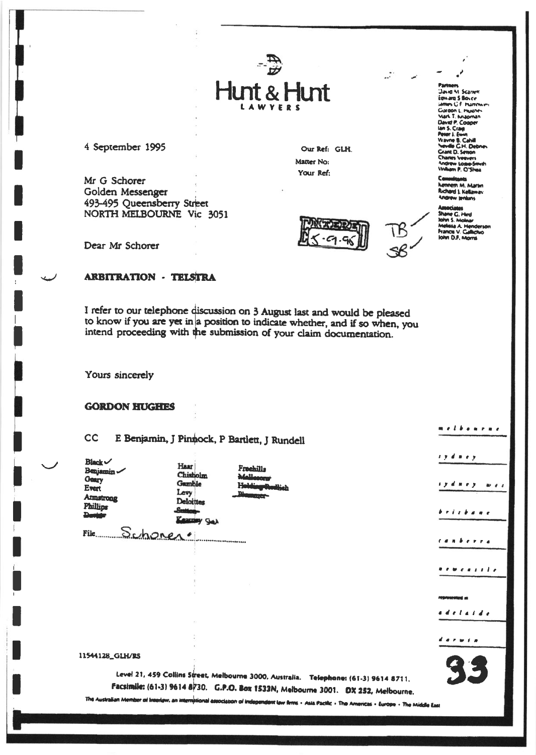# Hunt & Hunt

LAWYERS

Partners
David M. Scarlett
Edward S Boyce
James C.F. Hammon
Gordon L. Hughes
Mark T. Knapman
David P. Cooper
Ian S. Craig
Peter J. Ewin
Wayne B. Cahill
Neville G.H. Debney
Grant D. Simon
Charles Veevers
Andrew Lowe-Smith
William P. O'Shea

Consultants
Kenneth M. Martin
Richard J. Kellaway
Andrew Jenkins

Associates
Shane G. Hird
John S. Molnar
Melissa A. Henderson
Francis V. Gallichio
John D.F. Morris

4 September 1995

Our Ref: GLH.
Matter No:
Your Ref:

ENTERED 5-9-95

TB ✓
SB ✓

Mr G Schorer
Golden Messenger
493-495 Queensberry Street
NORTH MELBOURNE Vic 3051

Dear Mr Schorer

**ARBITRATION - TELSTRA**

I refer to our telephone discussion on 3 August last and would be pleased to know if you are yet in a position to indicate whether, and if so when, you intend proceeding with the submission of your claim documentation.

Yours sincerely

**GORDON HUGHES**

CC E Benjamin, J Pinnock, P Bartlett, J Rundell

| | | |
|---|---|---|
| Black ✓ | Haar | Freehills |
| Benjamin ✓ | Chisholm | ~~Mallesons~~ |
| Geary | Gamble | ~~Holding Redlich~~ |
| Evert | Levy | ~~Blumer~~ |
| Armstrong | Deloittes | |
| Phillips | ~~Sutton~~ | |
| ~~Davies~~ | ~~Kearney~~ Sal | |

File: Schorer

melbourne
sydney
sydney west
brisbane
canberra
newcastle
represented in
adelaide
darwin

11544128_GLH/RS

Level 21, 459 Collins Street, Melbourne 3000, Australia. Telephone: (61-3) 9614 8711.
Facsimile: (61-3) 9614 8730. G.P.O. Box 1533N, Melbourne 3001. DX 252, Melbourne.

The Australian Member of Interlaw, an international association of independent law firms • Asia Pacific • The Americas • Europe • The Middle East

33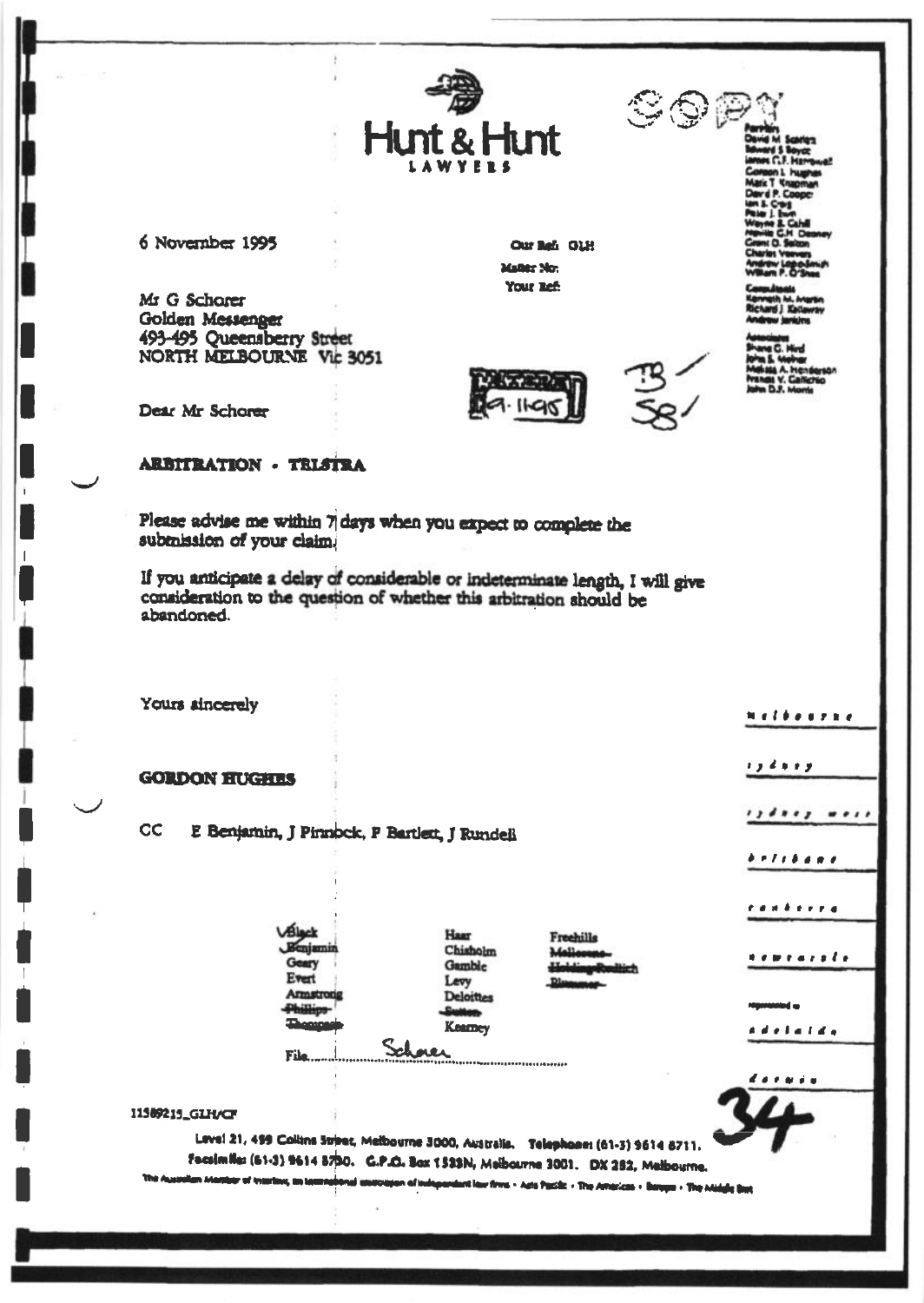# Hunt & Hunt

LAWYERS

COPY

Partners
David M Searles
Edward S Boyce
James C.F. Harrowell
Gordon L Hughes
Mark T Knapman
David P. Cooper
Ian S. Craig
Peter J. Ewin
Wayne B. Cahill
Neville G.H. Debney
Grant D. Sefton
Charles Veevers
Andrew Logodimith
William P. O'Shea

Consultants
Kenneth M. Martin
Richard J. Kellaway
Andrew Jenkins

Associates
Shane C. Hird
John S. Molnar
Melissa A. Henderson
Frances V. Gallichio
John D.F. Morris

6 November 1995

Our Ref: GLH
Matter No:
Your Ref:

Mr G Schorer
Golden Messenger
493-495 Queensberry Street
NORTH MELBOURNE Vic 3051

ENTERED 9.11.95

TB ✓
SB ✓

Dear Mr Schorer

**ARBITRATION - TELSTRA**

Please advise me within 7 days when you expect to complete the submission of your claim.

If you anticipate a delay of considerable or indeterminate length, I will give consideration to the question of whether this arbitration should be abandoned.

Yours sincerely

**GORDON HUGHES**

CC E Benjamin, J Pinnock, P Bartlett, J Rundell

✓Black
~~Benjamin~~
Geary
Evert
Armstrong
~~Phillips~~
~~Thompson~~

Haar
Chisholm
Gamble
Levy
Deloittes
~~Sutton~~
Kearney

Freehills
~~Mallesons~~
~~Holding Redlich~~
~~Blommer~~

File..... Schorer

melbourne

sydney

sydney west

brisbane

canberra

newcastle

represented in
adelaide

darwin

34

11589215_GLH/CF

Level 21, 459 Collins Street, Melbourne 3000, Australia. Telephone: (61-3) 9614 8711.
Facsimile: (61-3) 9614 8730. G.P.O. Box 1533N, Melbourne 3001. DX 252, Melbourne.

The Australian Member of Interlaw, an international association of independent law firms • Asia Pacific • The Americas • Europe • The Middle East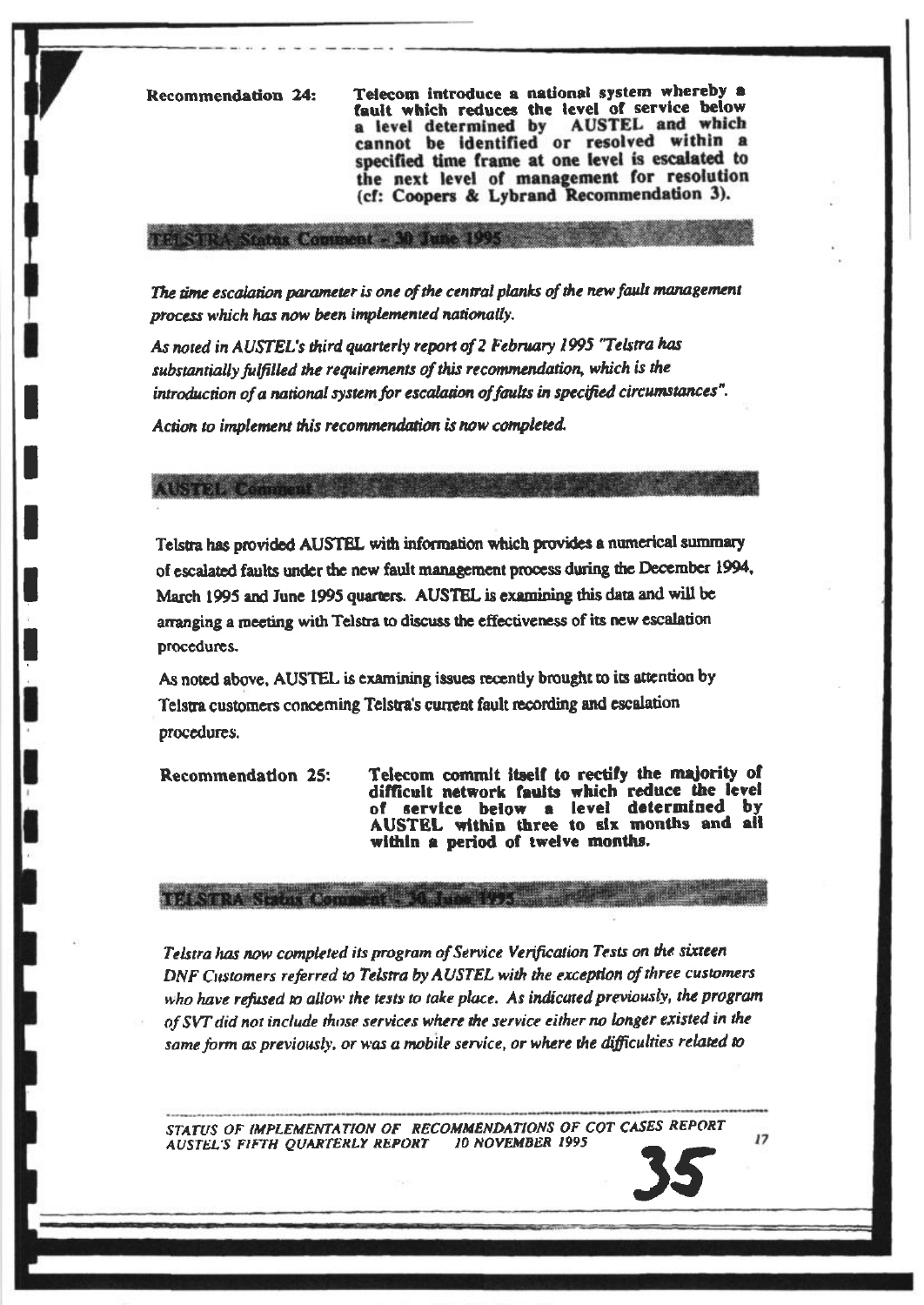**Recommendation 24:** **Telecom introduce a national system whereby a fault which reduces the level of service below a level determined by AUSTEL and which cannot be identified or resolved within a specified time frame at one level is escalated to the next level of management for resolution (cf: Coopers & Lybrand Recommendation 3).**

### TELSTRA Status Comment - 30 June 1995

*The time escalation parameter is one of the central planks of the new fault management process which has now been implemented nationally.*

*As noted in AUSTEL's third quarterly report of 2 February 1995 "Telstra has substantially fulfilled the requirements of this recommendation, which is the introduction of a national system for escalation of faults in specified circumstances".*

*Action to implement this recommendation is now completed.*

### AUSTEL Comment

Telstra has provided AUSTEL with information which provides a numerical summary of escalated faults under the new fault management process during the December 1994, March 1995 and June 1995 quarters. AUSTEL is examining this data and will be arranging a meeting with Telstra to discuss the effectiveness of its new escalation procedures.

As noted above, AUSTEL is examining issues recently brought to its attention by Telstra customers concerning Telstra's current fault recording and escalation procedures.

**Recommendation 25:** **Telecom commit itself to rectify the majority of difficult network faults which reduce the level of service below a level determined by AUSTEL within three to six months and all within a period of twelve months.**

### TELSTRA Status Comment - 30 June 1995

*Telstra has now completed its program of Service Verification Tests on the sixteen DNF Customers referred to Telstra by AUSTEL with the exception of three customers who have refused to allow the tests to take place. As indicated previously, the program of SVT did not include those services where the service either no longer existed in the same form as previously, or was a mobile service, or where the difficulties related to*

STATUS OF IMPLEMENTATION OF RECOMMENDATIONS OF COT CASES REPORT
AUSTEL'S FIFTH QUARTERLY REPORT 10 NOVEMBER 1995

35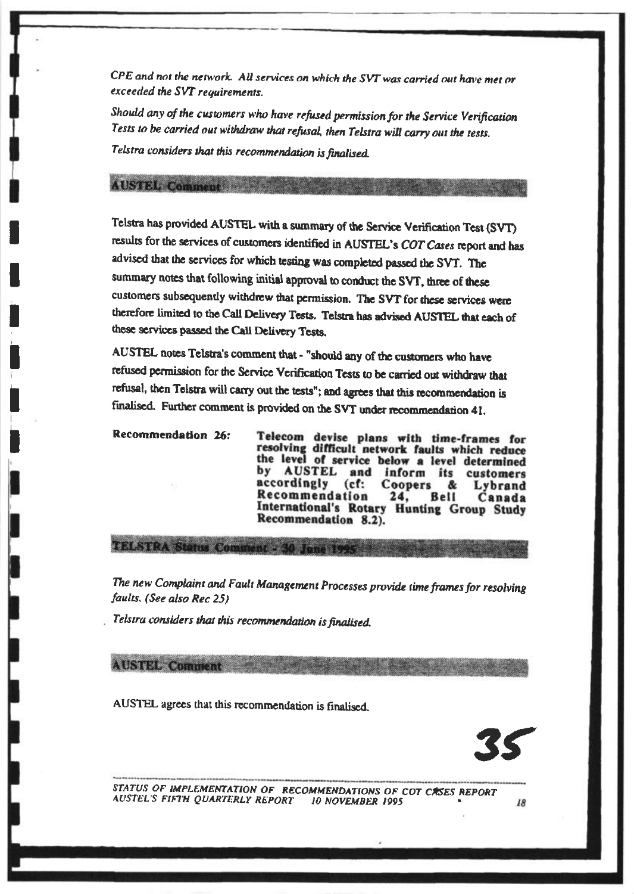*CPE and not the network. All services on which the SVT was carried out have met or exceeded the SVT requirements.*

*Should any of the customers who have refused permission for the Service Verification Tests to be carried out withdraw that refusal, then Telstra will carry out the tests.*

*Telstra considers that this recommendation is finalised.*

**AUSTEL Comment**

Telstra has provided AUSTEL with a summary of the Service Verification Test (SVT) results for the services of customers identified in AUSTEL's *COT Cases* report and has advised that the services for which testing was completed passed the SVT. The summary notes that following initial approval to conduct the SVT, three of these customers subsequently withdrew that permission. The SVT for these services were therefore limited to the Call Delivery Tests. Telstra has advised AUSTEL that each of these services passed the Call Delivery Tests.

AUSTEL notes Telstra's comment that - "should any of the customers who have refused permission for the Service Verification Tests to be carried out withdraw that refusal, then Telstra will carry out the tests"; and agrees that this recommendation is finalised. Further comment is provided on the SVT under recommendation 41.

**Recommendation 26:** **Telecom devise plans with time-frames for resolving difficult network faults which reduce the level of service below a level determined by AUSTEL and inform its customers accordingly (cf: Coopers & Lybrand Recommendation 24, Bell Canada International's Rotary Hunting Group Study Recommendation 8.2).**

**TELSTRA Status Comment - 30 June 1995**

*The new Complaint and Fault Management Processes provide time frames for resolving faults. (See also Rec 25)*

*Telstra considers that this recommendation is finalised.*

**AUSTEL Comment**

AUSTEL agrees that this recommendation is finalised.

35

*STATUS OF IMPLEMENTATION OF RECOMMENDATIONS OF COT CASES REPORT AUSTEL'S FIFTH QUARTERLY REPORT 10 NOVEMBER 1995*